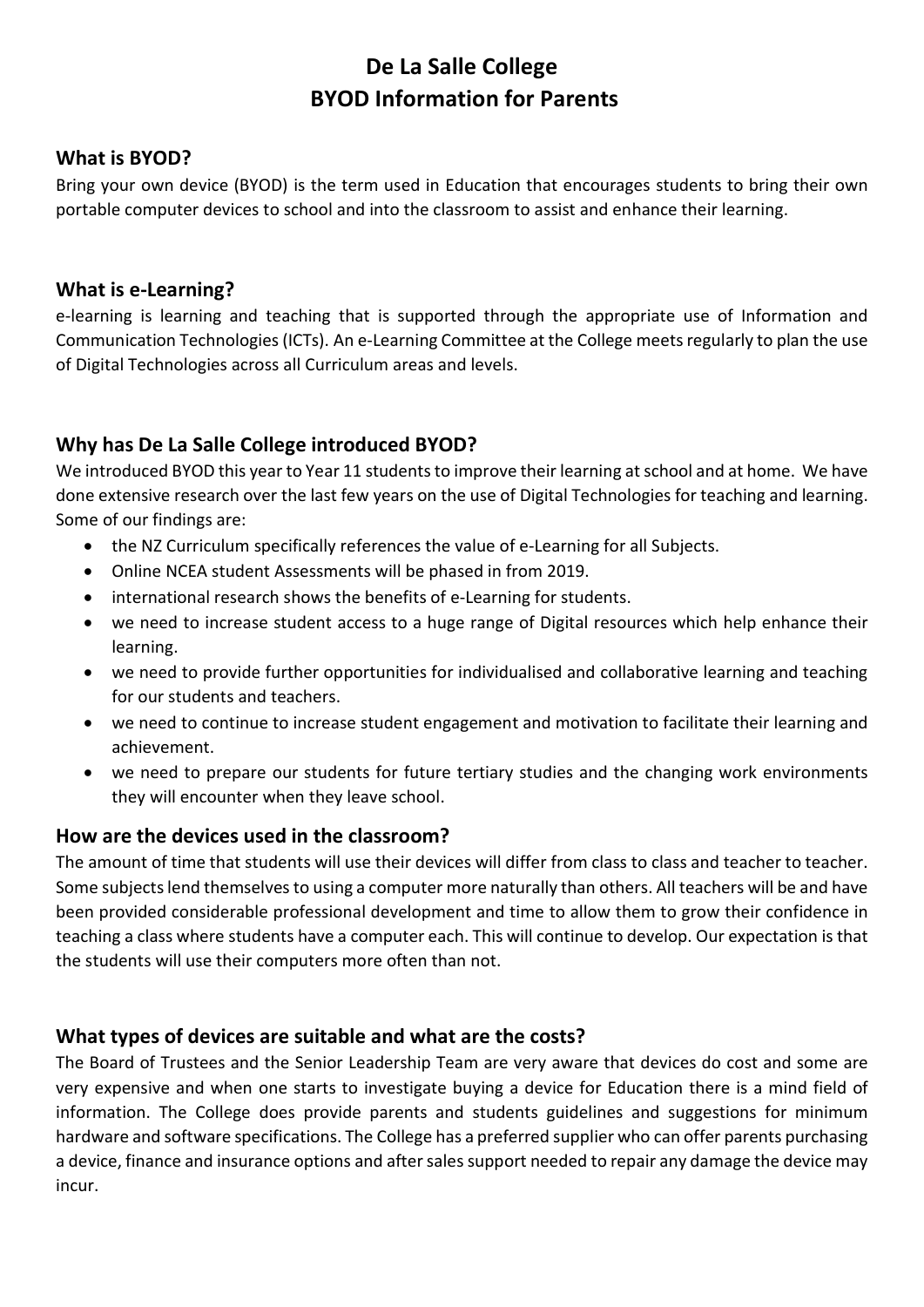# De La Salle College
# BYOD Information for Parents

## What is BYOD?

Bring your own device (BYOD) is the term used in Education that encourages students to bring their own portable computer devices to school and into the classroom to assist and enhance their learning.

## What is e-Learning?

e-learning is learning and teaching that is supported through the appropriate use of Information and Communication Technologies (ICTs). An e-Learning Committee at the College meets regularly to plan the use of Digital Technologies across all Curriculum areas and levels.

## Why has De La Salle College introduced BYOD?

We introduced BYOD this year to Year 11 students to improve their learning at school and at home. We have done extensive research over the last few years on the use of Digital Technologies for teaching and learning. Some of our findings are:

- the NZ Curriculum specifically references the value of e-Learning for all Subjects.
- Online NCEA student Assessments will be phased in from 2019.
- international research shows the benefits of e-Learning for students.
- we need to increase student access to a huge range of Digital resources which help enhance their learning.
- we need to provide further opportunities for individualised and collaborative learning and teaching for our students and teachers.
- we need to continue to increase student engagement and motivation to facilitate their learning and achievement.
- we need to prepare our students for future tertiary studies and the changing work environments they will encounter when they leave school.

## How are the devices used in the classroom?

The amount of time that students will use their devices will differ from class to class and teacher to teacher. Some subjects lend themselves to using a computer more naturally than others. All teachers will be and have been provided considerable professional development and time to allow them to grow their confidence in teaching a class where students have a computer each. This will continue to develop. Our expectation is that the students will use their computers more often than not.

## What types of devices are suitable and what are the costs?

The Board of Trustees and the Senior Leadership Team are very aware that devices do cost and some are very expensive and when one starts to investigate buying a device for Education there is a mind field of information. The College does provide parents and students guidelines and suggestions for minimum hardware and software specifications. The College has a preferred supplier who can offer parents purchasing a device, finance and insurance options and after sales support needed to repair any damage the device may incur.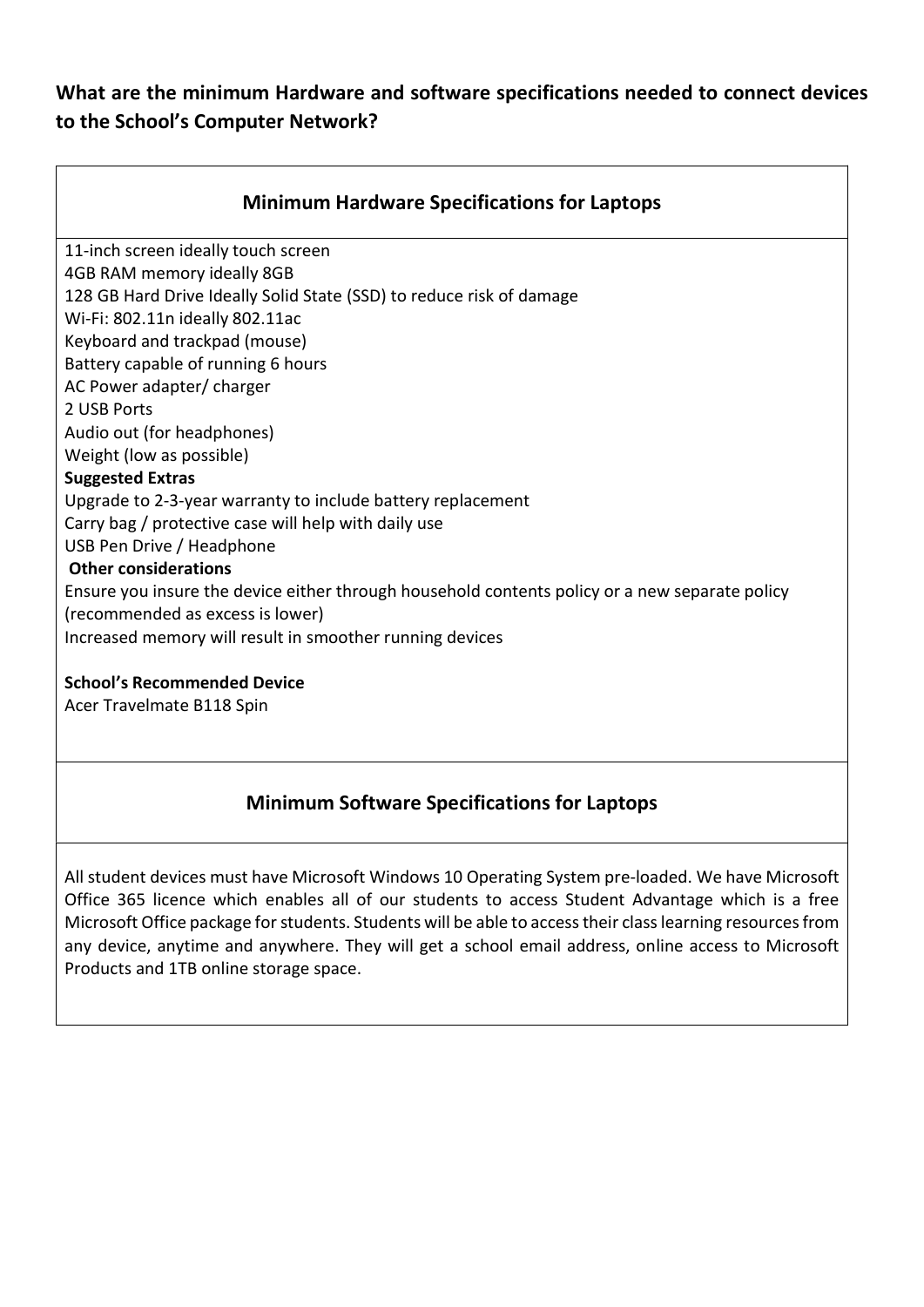**What are the minimum Hardware and software specifications needed to connect devices to the School's Computer Network?**

## Minimum Hardware Specifications for Laptops

11-inch screen ideally touch screen
4GB RAM memory ideally 8GB
128 GB Hard Drive Ideally Solid State (SSD) to reduce risk of damage
Wi-Fi: 802.11n ideally 802.11ac
Keyboard and trackpad (mouse)
Battery capable of running 6 hours
AC Power adapter/ charger
2 USB Ports
Audio out (for headphones)
Weight (low as possible)

**Suggested Extras**

Upgrade to 2-3-year warranty to include battery replacement
Carry bag / protective case will help with daily use
USB Pen Drive / Headphone

**Other considerations**

Ensure you insure the device either through household contents policy or a new separate policy (recommended as excess is lower)
Increased memory will result in smoother running devices

**School's Recommended Device**

Acer Travelmate B118 Spin

## Minimum Software Specifications for Laptops

All student devices must have Microsoft Windows 10 Operating System pre-loaded. We have Microsoft Office 365 licence which enables all of our students to access Student Advantage which is a free Microsoft Office package for students. Students will be able to access their class learning resources from any device, anytime and anywhere. They will get a school email address, online access to Microsoft Products and 1TB online storage space.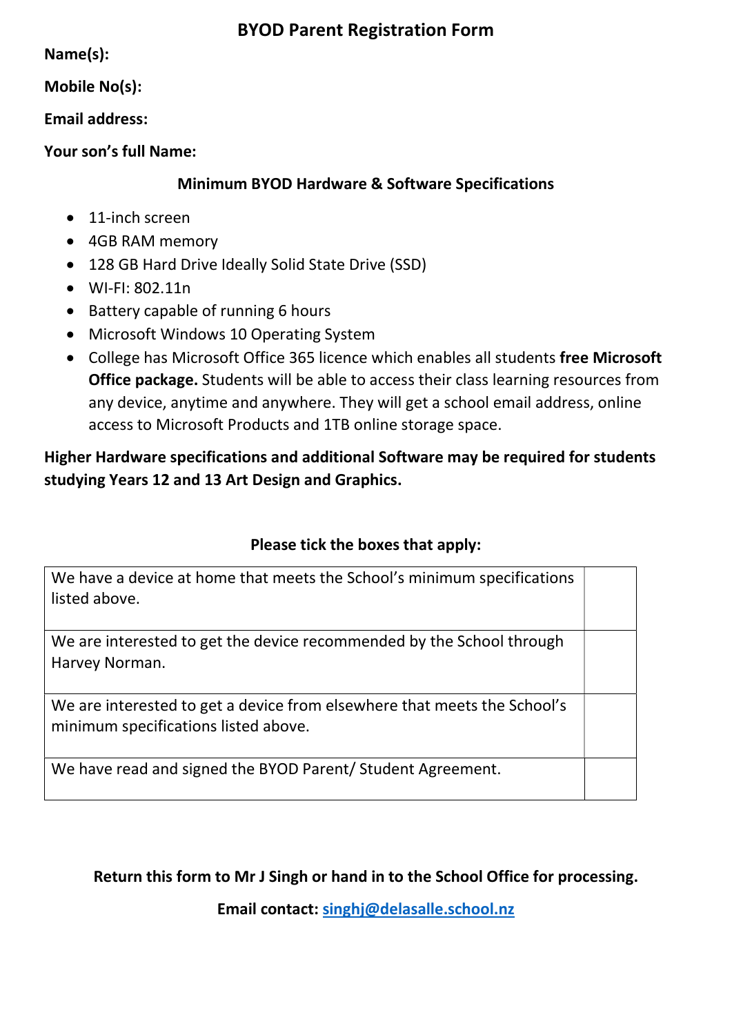# BYOD Parent Registration Form

**Name(s):**

**Mobile No(s):**

**Email address:**

**Your son's full Name:**

### Minimum BYOD Hardware & Software Specifications

- 11-inch screen
- 4GB RAM memory
- 128 GB Hard Drive Ideally Solid State Drive (SSD)
- WI-FI: 802.11n
- Battery capable of running 6 hours
- Microsoft Windows 10 Operating System
- College has Microsoft Office 365 licence which enables all students **free Microsoft Office package.** Students will be able to access their class learning resources from any device, anytime and anywhere. They will get a school email address, online access to Microsoft Products and 1TB online storage space.

**Higher Hardware specifications and additional Software may be required for students studying Years 12 and 13 Art Design and Graphics.**

**Please tick the boxes that apply:**

| | |
|---|---|
| We have a device at home that meets the School's minimum specifications listed above. | |
| We are interested to get the device recommended by the School through Harvey Norman. | |
| We are interested to get a device from elsewhere that meets the School's minimum specifications listed above. | |
| We have read and signed the BYOD Parent/ Student Agreement. | |

**Return this form to Mr J Singh or hand in to the School Office for processing.**

**Email contact:** singhj@delasalle.school.nz